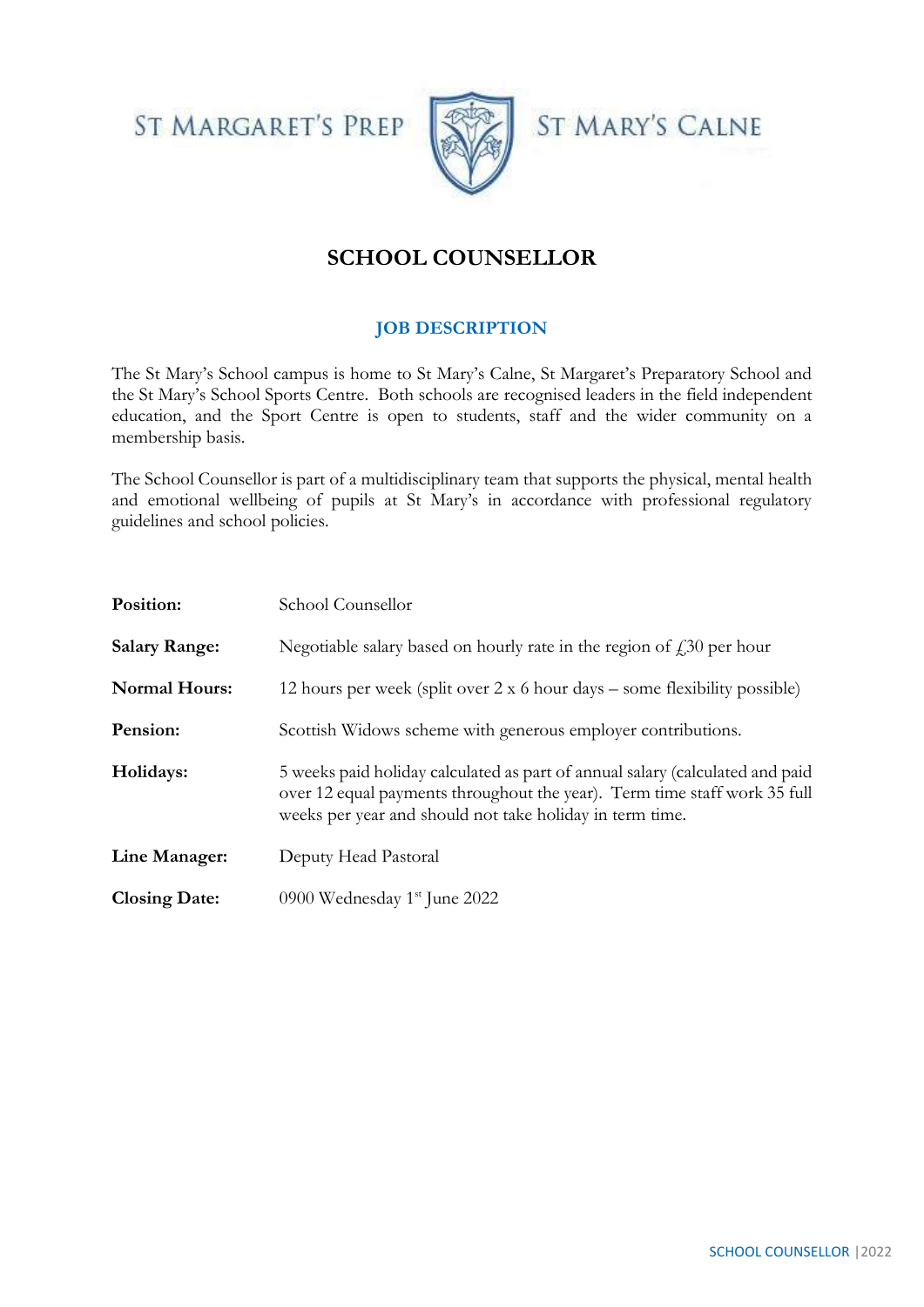ST MARGARET'S PREP ST MARY'S CALNE

# SCHOOL COUNSELLOR

## JOB DESCRIPTION

The St Mary's School campus is home to St Mary's Calne, St Margaret's Preparatory School and the St Mary's School Sports Centre. Both schools are recognised leaders in the field independent education, and the Sport Centre is open to students, staff and the wider community on a membership basis.

The School Counsellor is part of a multidisciplinary team that supports the physical, mental health and emotional wellbeing of pupils at St Mary's in accordance with professional regulatory guidelines and school policies.

| | |
|---|---|
| **Position:** | School Counsellor |
| **Salary Range:** | Negotiable salary based on hourly rate in the region of £30 per hour |
| **Normal Hours:** | 12 hours per week (split over 2 x 6 hour days – some flexibility possible) |
| **Pension:** | Scottish Widows scheme with generous employer contributions. |
| **Holidays:** | 5 weeks paid holiday calculated as part of annual salary (calculated and paid over 12 equal payments throughout the year). Term time staff work 35 full weeks per year and should not take holiday in term time. |
| **Line Manager:** | Deputy Head Pastoral |
| **Closing Date:** | 0900 Wednesday 1st June 2022 |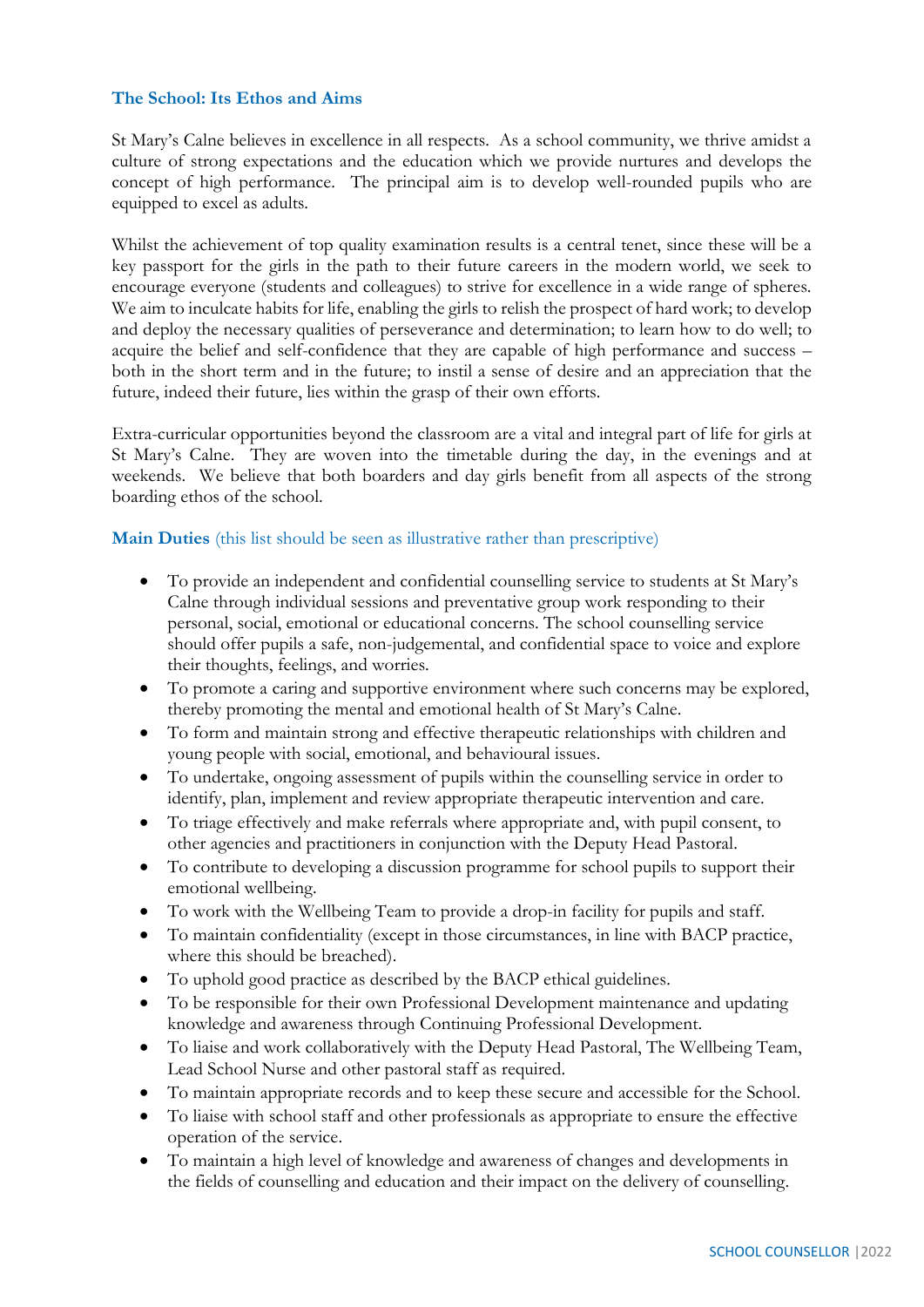## The School: Its Ethos and Aims

St Mary's Calne believes in excellence in all respects. As a school community, we thrive amidst a culture of strong expectations and the education which we provide nurtures and develops the concept of high performance. The principal aim is to develop well-rounded pupils who are equipped to excel as adults.

Whilst the achievement of top quality examination results is a central tenet, since these will be a key passport for the girls in the path to their future careers in the modern world, we seek to encourage everyone (students and colleagues) to strive for excellence in a wide range of spheres. We aim to inculcate habits for life, enabling the girls to relish the prospect of hard work; to develop and deploy the necessary qualities of perseverance and determination; to learn how to do well; to acquire the belief and self-confidence that they are capable of high performance and success – both in the short term and in the future; to instil a sense of desire and an appreciation that the future, indeed their future, lies within the grasp of their own efforts.

Extra-curricular opportunities beyond the classroom are a vital and integral part of life for girls at St Mary's Calne. They are woven into the timetable during the day, in the evenings and at weekends. We believe that both boarders and day girls benefit from all aspects of the strong boarding ethos of the school.

## Main Duties (this list should be seen as illustrative rather than prescriptive)

- To provide an independent and confidential counselling service to students at St Mary's Calne through individual sessions and preventative group work responding to their personal, social, emotional or educational concerns. The school counselling service should offer pupils a safe, non-judgemental, and confidential space to voice and explore their thoughts, feelings, and worries.
- To promote a caring and supportive environment where such concerns may be explored, thereby promoting the mental and emotional health of St Mary's Calne.
- To form and maintain strong and effective therapeutic relationships with children and young people with social, emotional, and behavioural issues.
- To undertake, ongoing assessment of pupils within the counselling service in order to identify, plan, implement and review appropriate therapeutic intervention and care.
- To triage effectively and make referrals where appropriate and, with pupil consent, to other agencies and practitioners in conjunction with the Deputy Head Pastoral.
- To contribute to developing a discussion programme for school pupils to support their emotional wellbeing.
- To work with the Wellbeing Team to provide a drop-in facility for pupils and staff.
- To maintain confidentiality (except in those circumstances, in line with BACP practice, where this should be breached).
- To uphold good practice as described by the BACP ethical guidelines.
- To be responsible for their own Professional Development maintenance and updating knowledge and awareness through Continuing Professional Development.
- To liaise and work collaboratively with the Deputy Head Pastoral, The Wellbeing Team, Lead School Nurse and other pastoral staff as required.
- To maintain appropriate records and to keep these secure and accessible for the School.
- To liaise with school staff and other professionals as appropriate to ensure the effective operation of the service.
- To maintain a high level of knowledge and awareness of changes and developments in the fields of counselling and education and their impact on the delivery of counselling.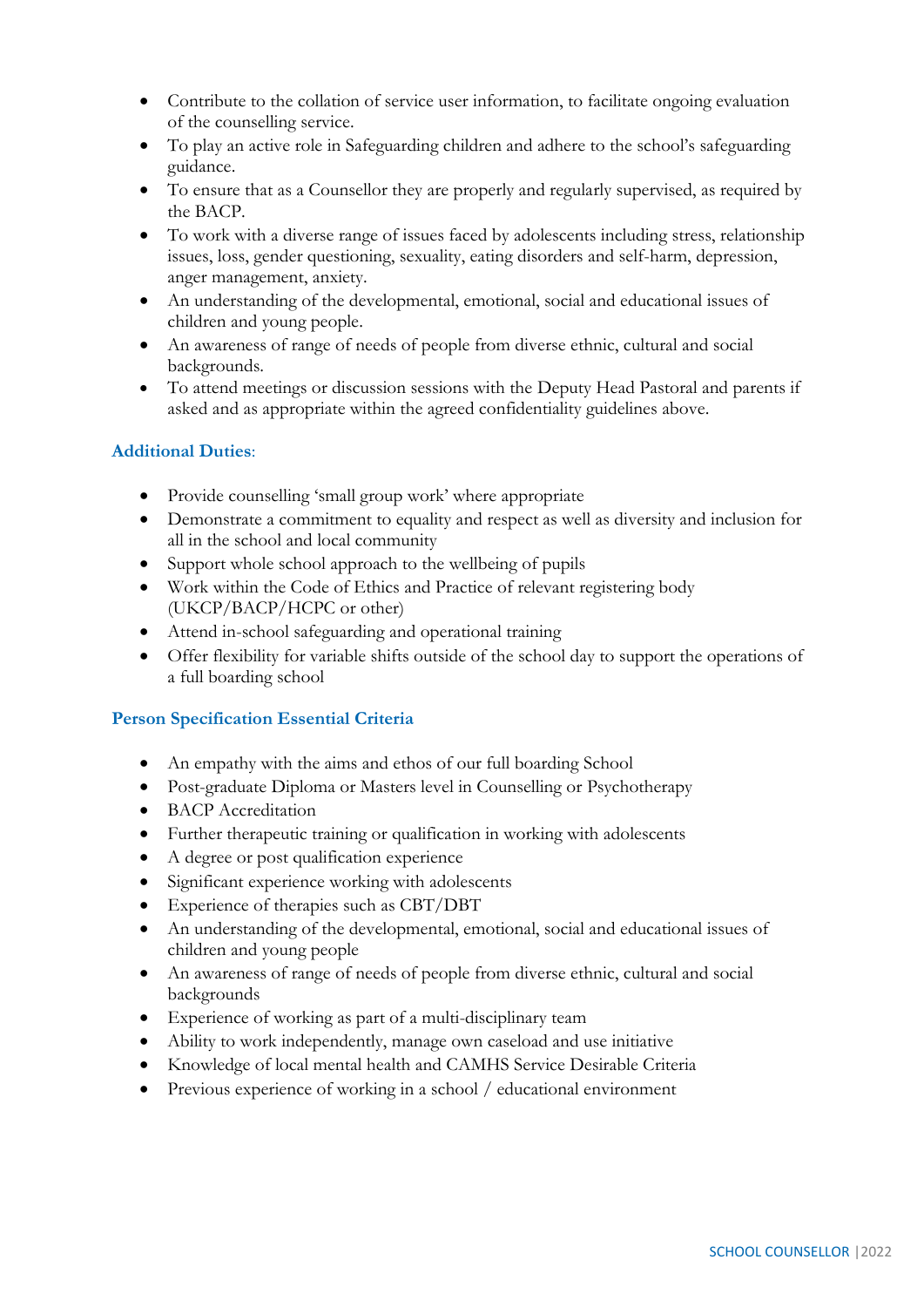- Contribute to the collation of service user information, to facilitate ongoing evaluation of the counselling service.
- To play an active role in Safeguarding children and adhere to the school's safeguarding guidance.
- To ensure that as a Counsellor they are properly and regularly supervised, as required by the BACP.
- To work with a diverse range of issues faced by adolescents including stress, relationship issues, loss, gender questioning, sexuality, eating disorders and self-harm, depression, anger management, anxiety.
- An understanding of the developmental, emotional, social and educational issues of children and young people.
- An awareness of range of needs of people from diverse ethnic, cultural and social backgrounds.
- To attend meetings or discussion sessions with the Deputy Head Pastoral and parents if asked and as appropriate within the agreed confidentiality guidelines above.

### Additional Duties:

- Provide counselling 'small group work' where appropriate
- Demonstrate a commitment to equality and respect as well as diversity and inclusion for all in the school and local community
- Support whole school approach to the wellbeing of pupils
- Work within the Code of Ethics and Practice of relevant registering body (UKCP/BACP/HCPC or other)
- Attend in-school safeguarding and operational training
- Offer flexibility for variable shifts outside of the school day to support the operations of a full boarding school

### Person Specification Essential Criteria

- An empathy with the aims and ethos of our full boarding School
- Post-graduate Diploma or Masters level in Counselling or Psychotherapy
- BACP Accreditation
- Further therapeutic training or qualification in working with adolescents
- A degree or post qualification experience
- Significant experience working with adolescents
- Experience of therapies such as CBT/DBT
- An understanding of the developmental, emotional, social and educational issues of children and young people
- An awareness of range of needs of people from diverse ethnic, cultural and social backgrounds
- Experience of working as part of a multi-disciplinary team
- Ability to work independently, manage own caseload and use initiative
- Knowledge of local mental health and CAMHS Service Desirable Criteria
- Previous experience of working in a school / educational environment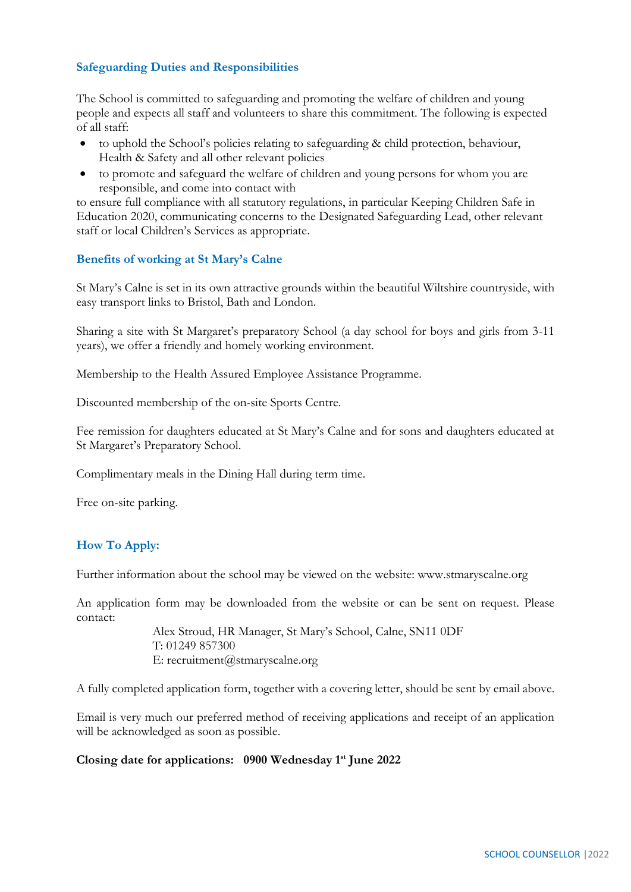## Safeguarding Duties and Responsibilities

The School is committed to safeguarding and promoting the welfare of children and young people and expects all staff and volunteers to share this commitment. The following is expected of all staff:

- to uphold the School's policies relating to safeguarding & child protection, behaviour, Health & Safety and all other relevant policies
- to promote and safeguard the welfare of children and young persons for whom you are responsible, and come into contact with

to ensure full compliance with all statutory regulations, in particular Keeping Children Safe in Education 2020, communicating concerns to the Designated Safeguarding Lead, other relevant staff or local Children's Services as appropriate.

## Benefits of working at St Mary's Calne

St Mary's Calne is set in its own attractive grounds within the beautiful Wiltshire countryside, with easy transport links to Bristol, Bath and London.

Sharing a site with St Margaret's preparatory School (a day school for boys and girls from 3-11 years), we offer a friendly and homely working environment.

Membership to the Health Assured Employee Assistance Programme.

Discounted membership of the on-site Sports Centre.

Fee remission for daughters educated at St Mary's Calne and for sons and daughters educated at St Margaret's Preparatory School.

Complimentary meals in the Dining Hall during term time.

Free on-site parking.

## How To Apply:

Further information about the school may be viewed on the website: www.stmaryscalne.org

An application form may be downloaded from the website or can be sent on request. Please contact:

Alex Stroud, HR Manager, St Mary's School, Calne, SN11 0DF
T: 01249 857300
E: recruitment@stmaryscalne.org

A fully completed application form, together with a covering letter, should be sent by email above.

Email is very much our preferred method of receiving applications and receipt of an application will be acknowledged as soon as possible.

**Closing date for applications: 0900 Wednesday 1st June 2022**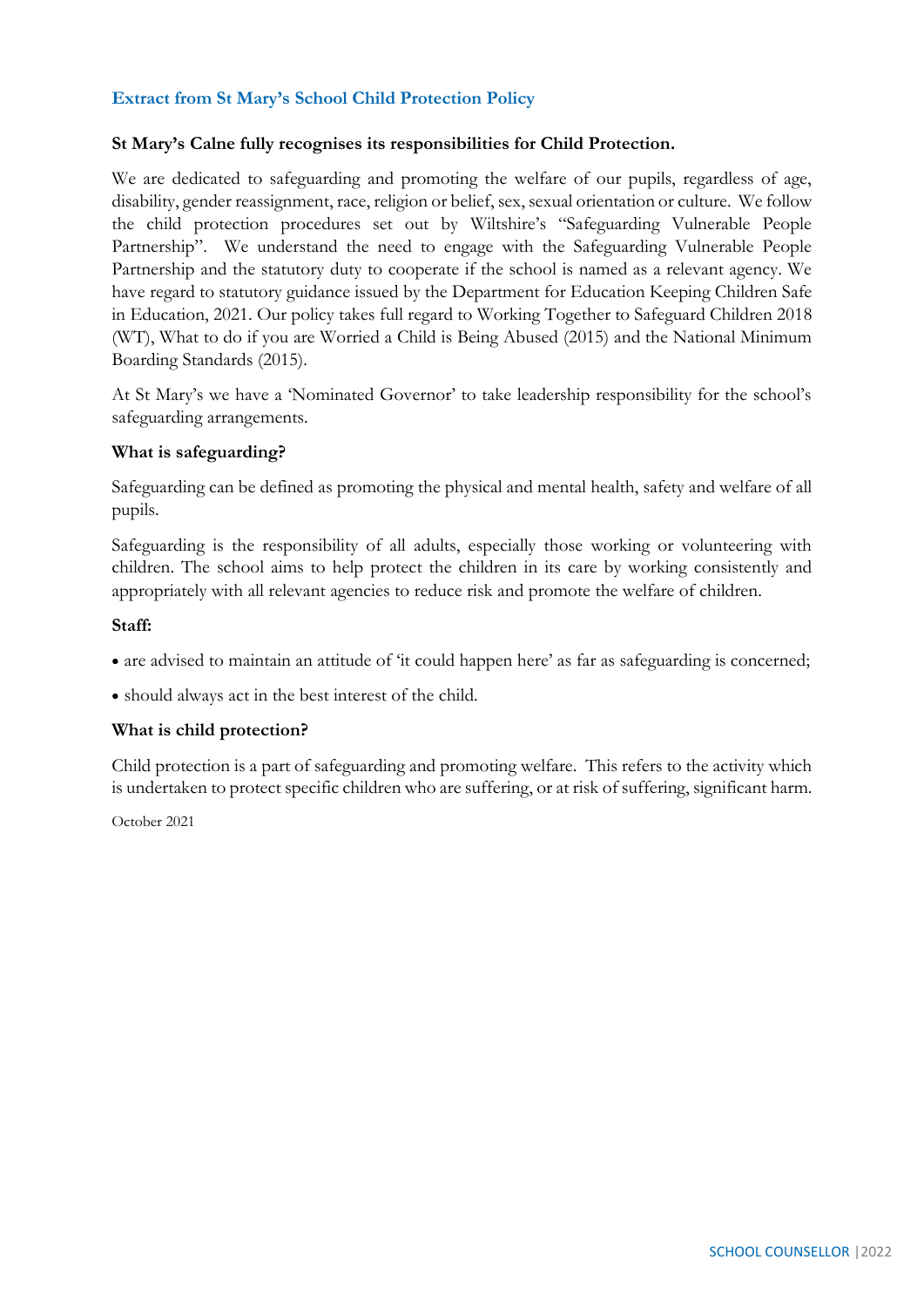## Extract from St Mary's School Child Protection Policy

**St Mary's Calne fully recognises its responsibilities for Child Protection.**

We are dedicated to safeguarding and promoting the welfare of our pupils, regardless of age, disability, gender reassignment, race, religion or belief, sex, sexual orientation or culture. We follow the child protection procedures set out by Wiltshire's "Safeguarding Vulnerable People Partnership". We understand the need to engage with the Safeguarding Vulnerable People Partnership and the statutory duty to cooperate if the school is named as a relevant agency. We have regard to statutory guidance issued by the Department for Education Keeping Children Safe in Education, 2021. Our policy takes full regard to Working Together to Safeguard Children 2018 (WT), What to do if you are Worried a Child is Being Abused (2015) and the National Minimum Boarding Standards (2015).

At St Mary's we have a 'Nominated Governor' to take leadership responsibility for the school's safeguarding arrangements.

**What is safeguarding?**

Safeguarding can be defined as promoting the physical and mental health, safety and welfare of all pupils.

Safeguarding is the responsibility of all adults, especially those working or volunteering with children. The school aims to help protect the children in its care by working consistently and appropriately with all relevant agencies to reduce risk and promote the welfare of children.

**Staff:**

- are advised to maintain an attitude of 'it could happen here' as far as safeguarding is concerned;
- should always act in the best interest of the child.

**What is child protection?**

Child protection is a part of safeguarding and promoting welfare. This refers to the activity which is undertaken to protect specific children who are suffering, or at risk of suffering, significant harm.

October 2021